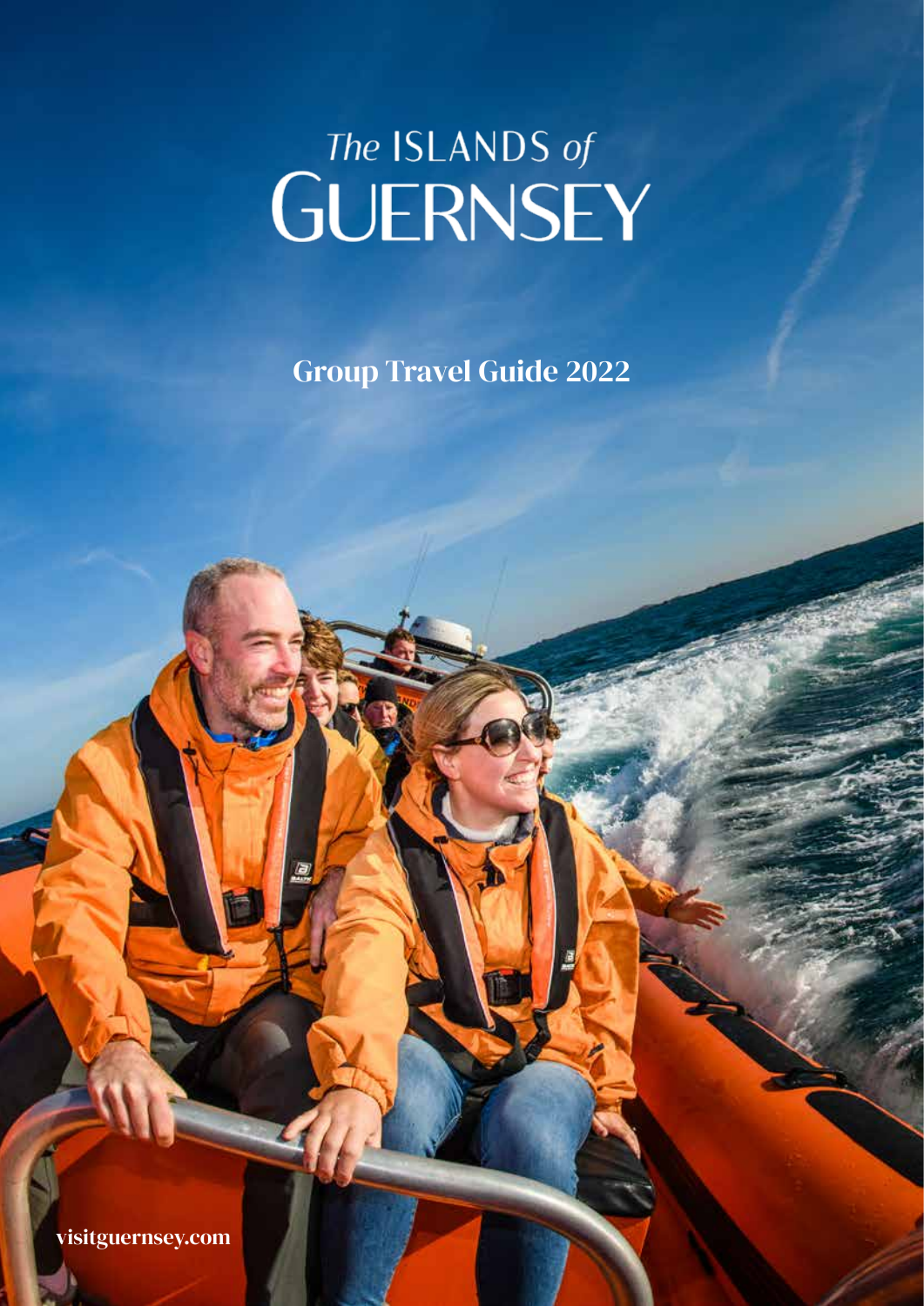# *The* ISLANDS *of* GUERNSEY

## Group Travel Guide 2022

visitguernsey.com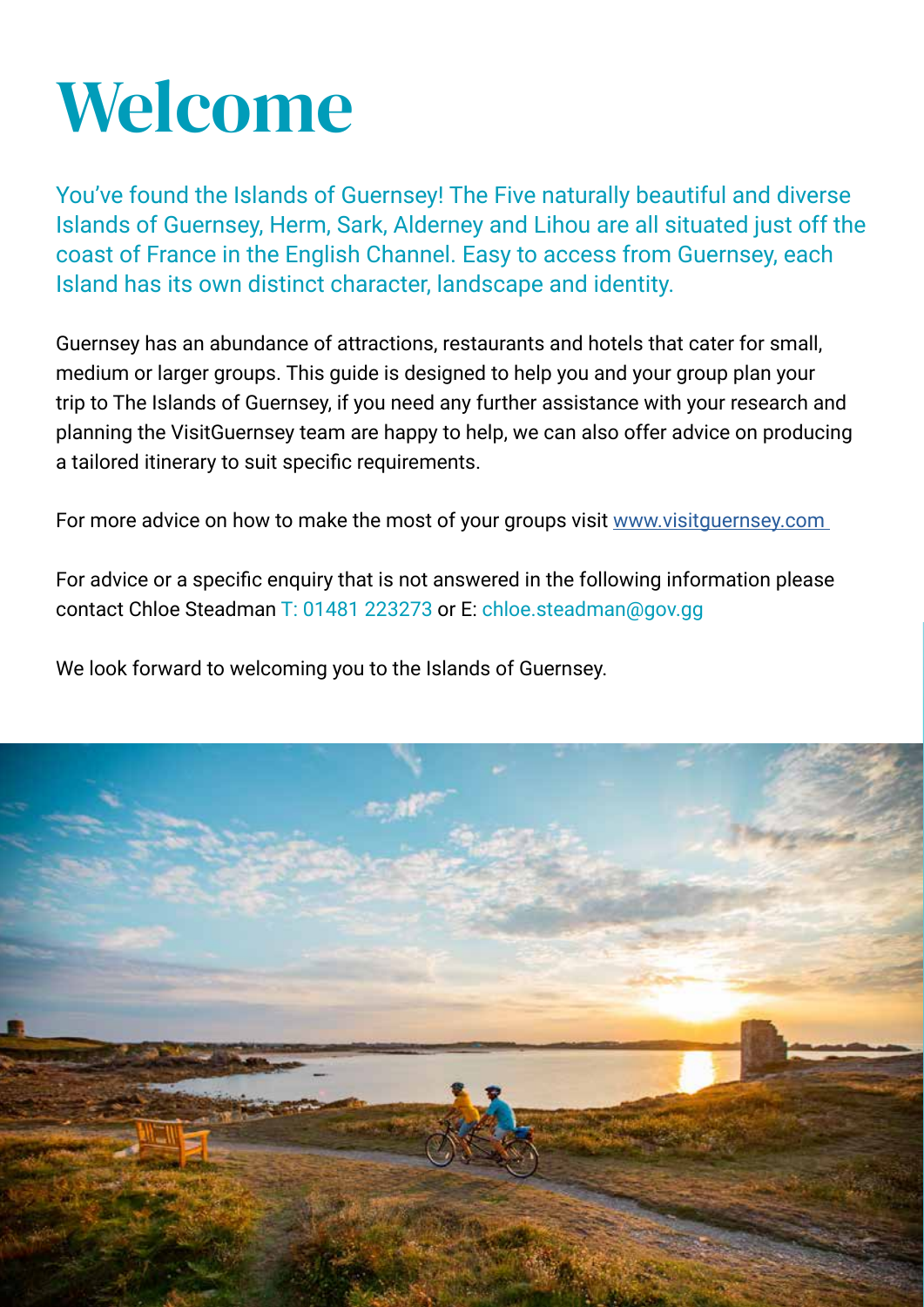# Welcome

You've found the Islands of Guernsey! The Five naturally beautiful and diverse Islands of Guernsey, Herm, Sark, Alderney and Lihou are all situated just off the coast of France in the English Channel. Easy to access from Guernsey, each Island has its own distinct character, landscape and identity.

Guernsey has an abundance of attractions, restaurants and hotels that cater for small, medium or larger groups. This guide is designed to help you and your group plan your trip to The Islands of Guernsey, if you need any further assistance with your research and planning the VisitGuernsey team are happy to help, we can also offer advice on producing a tailored itinerary to suit specific requirements.

For more advice on how to make the most of your groups visit [www.visitguernsey.com](http://www.visitguernsey.com)

For advice or a specific enquiry that is not answered in the following information please contact Chloe Steadman T: 01481 223273 or E: chloe.steadman@gov.gg

We look forward to welcoming you to the Islands of Guernsey.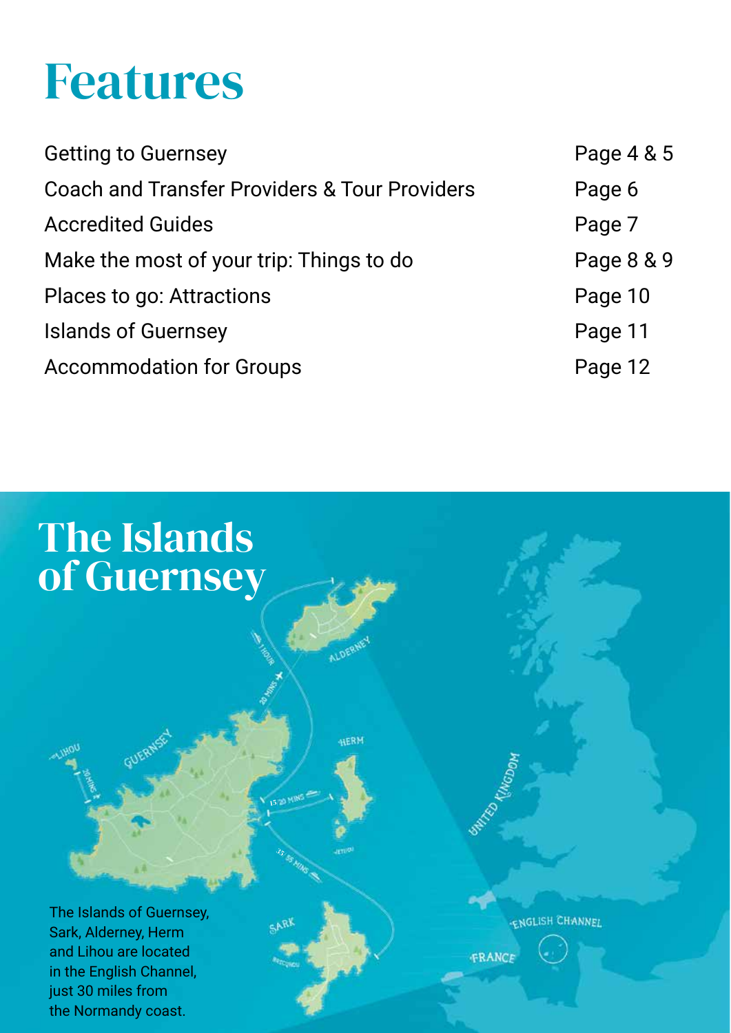# Features

| | |
|---|---|
| Getting to Guernsey | Page 4 & 5 |
| Coach and Transfer Providers & Tour Providers | Page 6 |
| Accredited Guides | Page 7 |
| Make the most of your trip: Things to do | Page 8 & 9 |
| Places to go: Attractions | Page 10 |
| Islands of Guernsey | Page 11 |
| Accommodation for Groups | Page 12 |

# The Islands of Guernsey

The Islands of Guernsey, Sark, Alderney, Herm and Lihou are located in the English Channel, just 30 miles from the Normandy coast.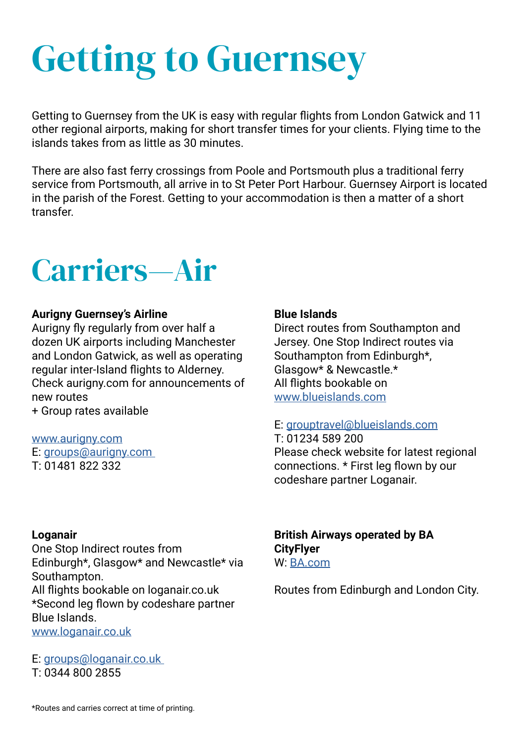# Getting to Guernsey

Getting to Guernsey from the UK is easy with regular flights from London Gatwick and 11 other regional airports, making for short transfer times for your clients. Flying time to the islands takes from as little as 30 minutes.

There are also fast ferry crossings from Poole and Portsmouth plus a traditional ferry service from Portsmouth, all arrive in to St Peter Port Harbour. Guernsey Airport is located in the parish of the Forest. Getting to your accommodation is then a matter of a short transfer.

# Carriers—Air

**Aurigny Guernsey's Airline**
Aurigny fly regularly from over half a dozen UK airports including Manchester and London Gatwick, as well as operating regular inter-Island flights to Alderney. Check aurigny.com for announcements of new routes
+ Group rates available

www.aurigny.com
E: groups@aurigny.com
T: 01481 822 332

**Blue Islands**
Direct routes from Southampton and Jersey. One Stop Indirect routes via Southampton from Edinburgh*, Glasgow* & Newcastle.*
All flights bookable on www.blueislands.com

E: grouptravel@blueislands.com
T: 01234 589 200
Please check website for latest regional connections. * First leg flown by our codeshare partner Loganair.

**Loganair**
One Stop Indirect routes from Edinburgh*, Glasgow* and Newcastle* via Southampton.
All flights bookable on loganair.co.uk
*Second leg flown by codeshare partner Blue Islands.
www.loganair.co.uk

E: groups@loganair.co.uk
T: 0344 800 2855

**British Airways operated by BA CityFlyer**
W: BA.com

Routes from Edinburgh and London City.

*Routes and carries correct at time of printing.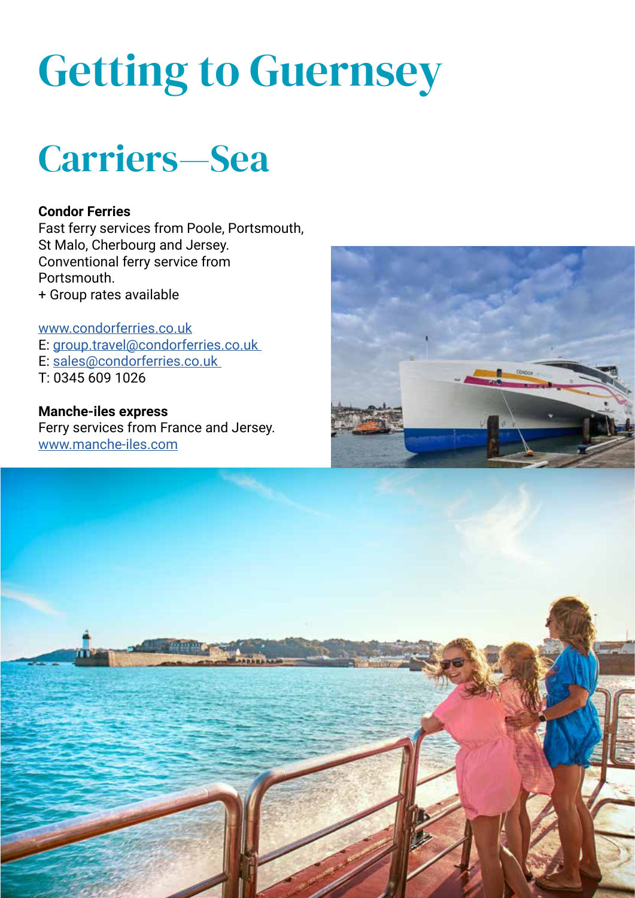# Getting to Guernsey

## Carriers—Sea

**Condor Ferries**
Fast ferry services from Poole, Portsmouth, St Malo, Cherbourg and Jersey.
Conventional ferry service from Portsmouth.
+ Group rates available

www.condorferries.co.uk
E: group.travel@condorferries.co.uk
E: sales@condorferries.co.uk
T: 0345 609 1026

**Manche-iles express**
Ferry services from France and Jersey.
www.manche-iles.com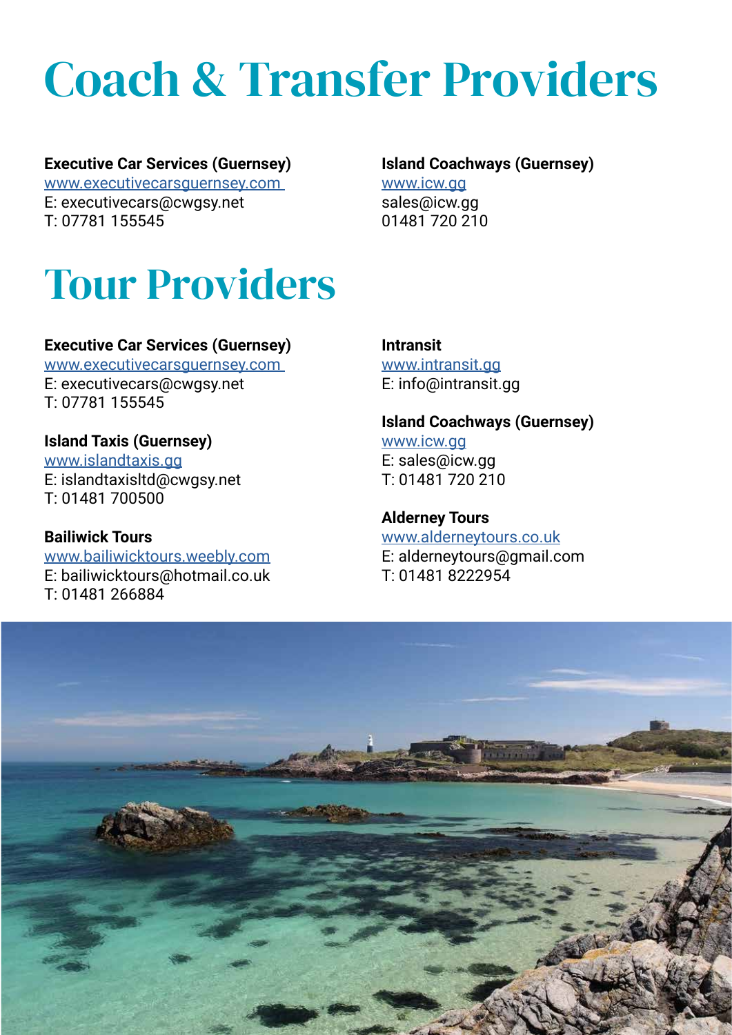# Coach & Transfer Providers

**Executive Car Services (Guernsey)**
www.executivecarsguernsey.com
E: executivecars@cwgsy.net
T: 07781 155545

**Island Coachways (Guernsey)**
www.icw.gg
sales@icw.gg
01481 720 210

# Tour Providers

**Executive Car Services (Guernsey)**
www.executivecarsguernsey.com
E: executivecars@cwgsy.net
T: 07781 155545

**Island Taxis (Guernsey)**
www.islandtaxis.gg
E: islandtaxisltd@cwgsy.net
T: 01481 700500

**Bailiwick Tours**
www.bailiwicktours.weebly.com
E: bailiwicktours@hotmail.co.uk
T: 01481 266884

**Intransit**
www.intransit.gg
E: info@intransit.gg

**Island Coachways (Guernsey)**
www.icw.gg
E: sales@icw.gg
T: 01481 720 210

**Alderney Tours**
www.alderneytours.co.uk
E: alderneytours@gmail.com
T: 01481 8222954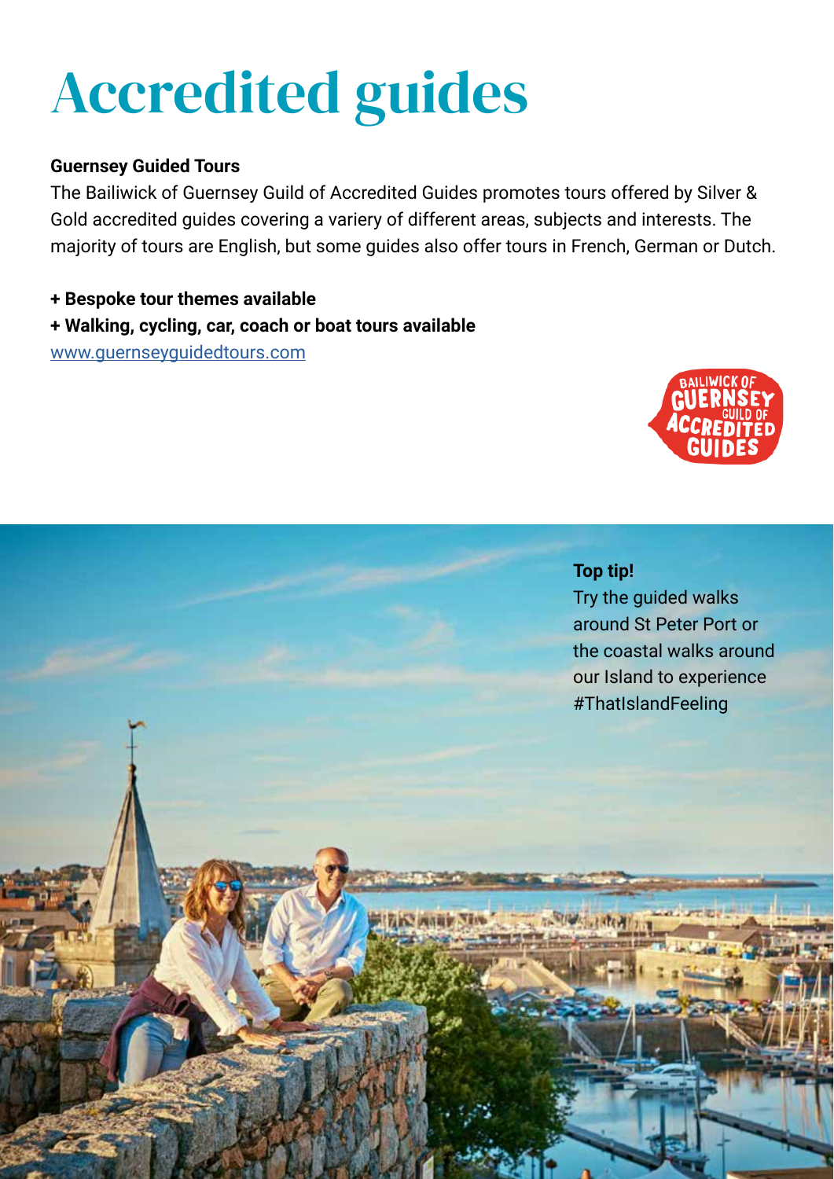# Accredited guides

**Guernsey Guided Tours**

The Bailiwick of Guernsey Guild of Accredited Guides promotes tours offered by Silver & Gold accredited guides covering a variery of different areas, subjects and interests. The majority of tours are English, but some guides also offer tours in French, German or Dutch.

**+ Bespoke tour themes available**

**+ Walking, cycling, car, coach or boat tours available**

www.guernseyguidedtours.com

**Top tip!**

Try the guided walks around St Peter Port or the coastal walks around our Island to experience #ThatIslandFeeling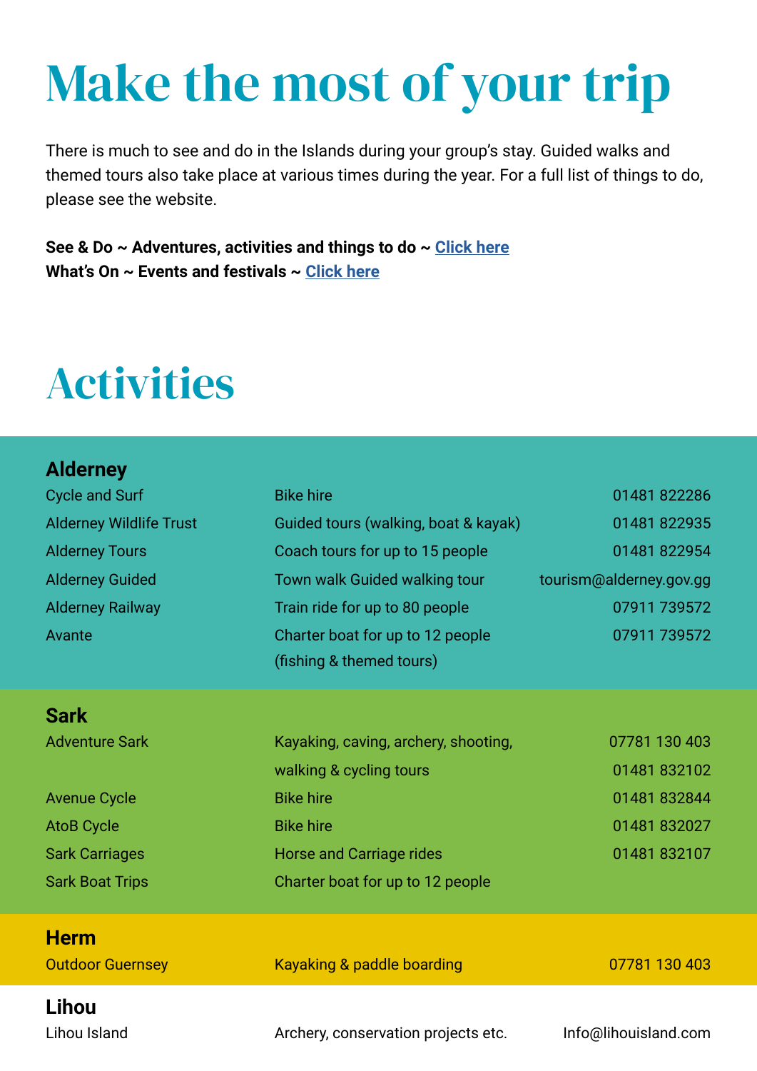# Make the most of your trip

There is much to see and do in the Islands during your group's stay. Guided walks and themed tours also take place at various times during the year. For a full list of things to do, please see the website.

**See & Do ~ Adventures, activities and things to do ~ Click here**
**What's On ~ Events and festivals ~ Click here**

# Activities

## Alderney

| | | |
|---|---|---|
| Cycle and Surf | Bike hire | 01481 822286 |
| Alderney Wildlife Trust | Guided tours (walking, boat & kayak) | 01481 822935 |
| Alderney Tours | Coach tours for up to 15 people | 01481 822954 |
| Alderney Guided | Town walk Guided walking tour | tourism@alderney.gov.gg |
| Alderney Railway | Train ride for up to 80 people | 07911 739572 |
| Avante | Charter boat for up to 12 people (fishing & themed tours) | 07911 739572 |

## Sark

| | | |
|---|---|---|
| Adventure Sark | Kayaking, caving, archery, shooting, walking & cycling tours | 07781 130 403<br>01481 832102 |
| Avenue Cycle | Bike hire | 01481 832844 |
| AtoB Cycle | Bike hire | 01481 832027 |
| Sark Carriages | Horse and Carriage rides | 01481 832107 |
| Sark Boat Trips | Charter boat for up to 12 people | |

## Herm

| | | |
|---|---|---|
| Outdoor Guernsey | Kayaking & paddle boarding | 07781 130 403 |

## Lihou

| | | |
|---|---|---|
| Lihou Island | Archery, conservation projects etc. | Info@lihouisland.com |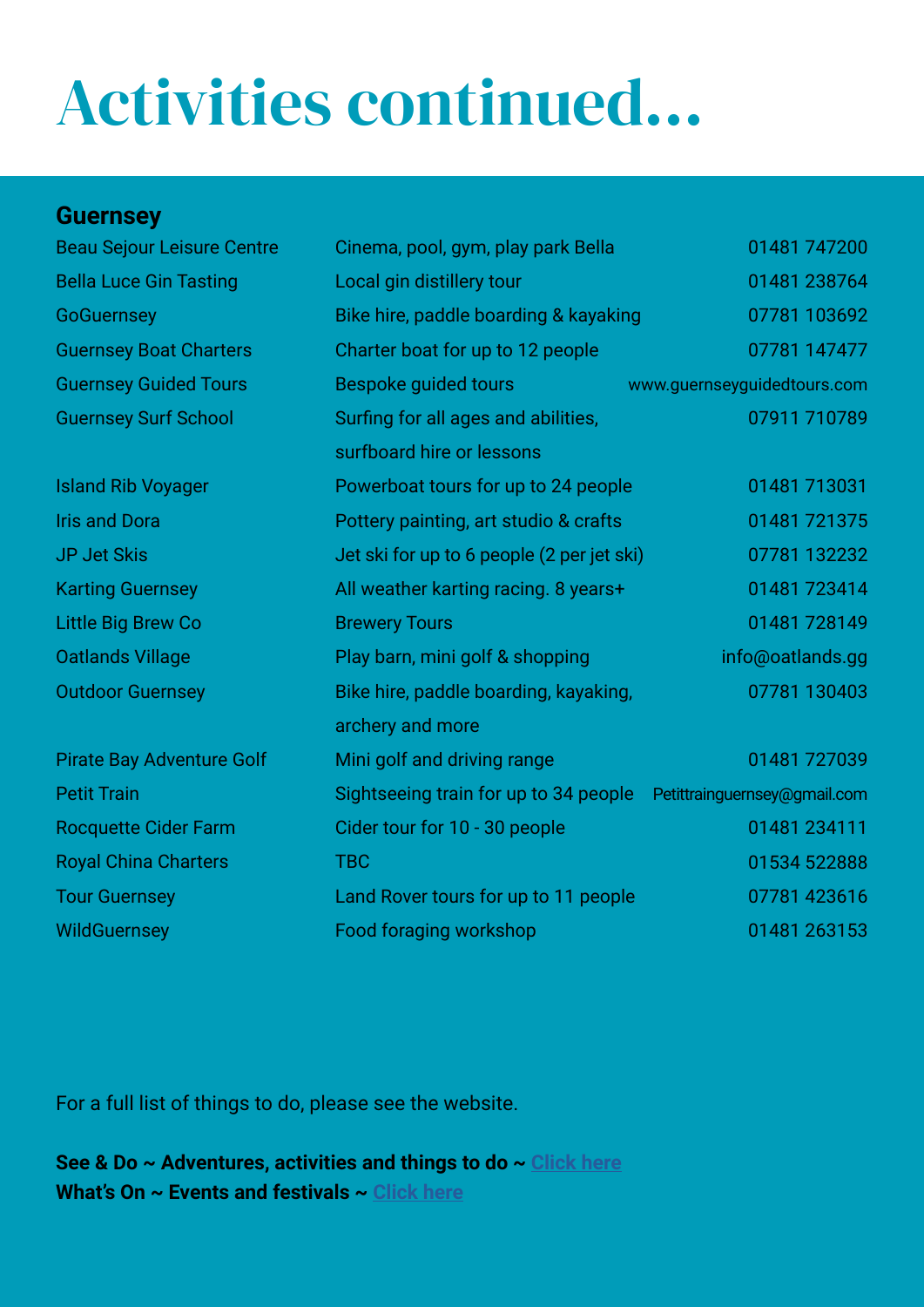# Activities continued...

## Guernsey

| | | |
|---|---|---|
| Beau Sejour Leisure Centre | Cinema, pool, gym, play park Bella | 01481 747200 |
| Bella Luce Gin Tasting | Local gin distillery tour | 01481 238764 |
| GoGuernsey | Bike hire, paddle boarding & kayaking | 07781 103692 |
| Guernsey Boat Charters | Charter boat for up to 12 people | 07781 147477 |
| Guernsey Guided Tours | Bespoke guided tours | www.guernseyguidedtours.com |
| Guernsey Surf School | Surfing for all ages and abilities, surfboard hire or lessons | 07911 710789 |
| Island Rib Voyager | Powerboat tours for up to 24 people | 01481 713031 |
| Iris and Dora | Pottery painting, art studio & crafts | 01481 721375 |
| JP Jet Skis | Jet ski for up to 6 people (2 per jet ski) | 07781 132232 |
| Karting Guernsey | All weather karting racing. 8 years+ | 01481 723414 |
| Little Big Brew Co | Brewery Tours | 01481 728149 |
| Oatlands Village | Play barn, mini golf & shopping | info@oatlands.gg |
| Outdoor Guernsey | Bike hire, paddle boarding, kayaking, archery and more | 07781 130403 |
| Pirate Bay Adventure Golf | Mini golf and driving range | 01481 727039 |
| Petit Train | Sightseeing train for up to 34 people | Petittrainguernsey@gmail.com |
| Rocquette Cider Farm | Cider tour for 10 - 30 people | 01481 234111 |
| Royal China Charters | TBC | 01534 522888 |
| Tour Guernsey | Land Rover tours for up to 11 people | 07781 423616 |
| WildGuernsey | Food foraging workshop | 01481 263153 |

For a full list of things to do, please see the website.

**See & Do ~ Adventures, activities and things to do ~** Click here
**What's On ~ Events and festivals ~** Click here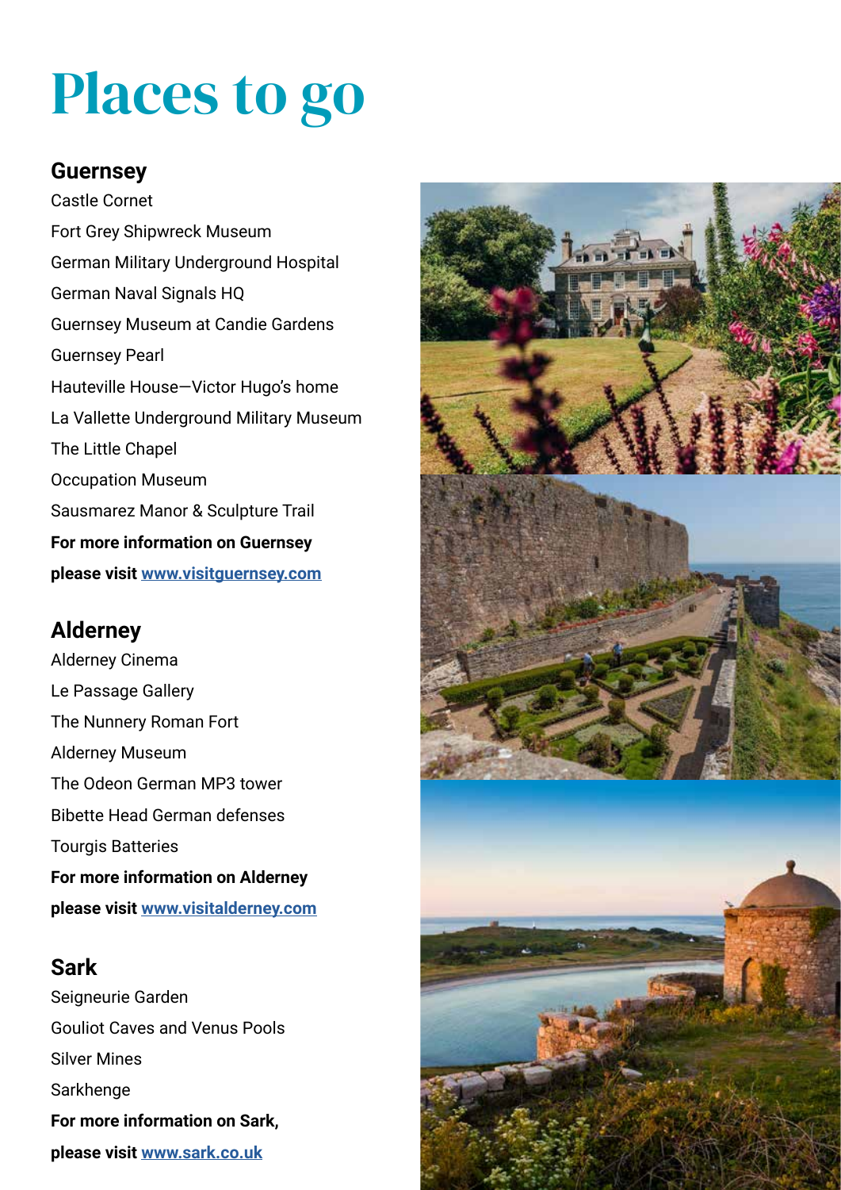# Places to go

## Guernsey

Castle Cornet

Fort Grey Shipwreck Museum

German Military Underground Hospital

German Naval Signals HQ

Guernsey Museum at Candie Gardens

Guernsey Pearl

Hauteville House—Victor Hugo's home

La Vallette Underground Military Museum

The Little Chapel

Occupation Museum

Sausmarez Manor & Sculpture Trail

**For more information on Guernsey please visit [www.visitguernsey.com](http://www.visitguernsey.com)**

## Alderney

Alderney Cinema

Le Passage Gallery

The Nunnery Roman Fort

Alderney Museum

The Odeon German MP3 tower

Bibette Head German defenses

Tourgis Batteries

**For more information on Alderney please visit [www.visitalderney.com](http://www.visitalderney.com)**

## Sark

Seigneurie Garden

Gouliot Caves and Venus Pools

Silver Mines

Sarkhenge

**For more information on Sark, please visit [www.sark.co.uk](http://www.sark.co.uk)**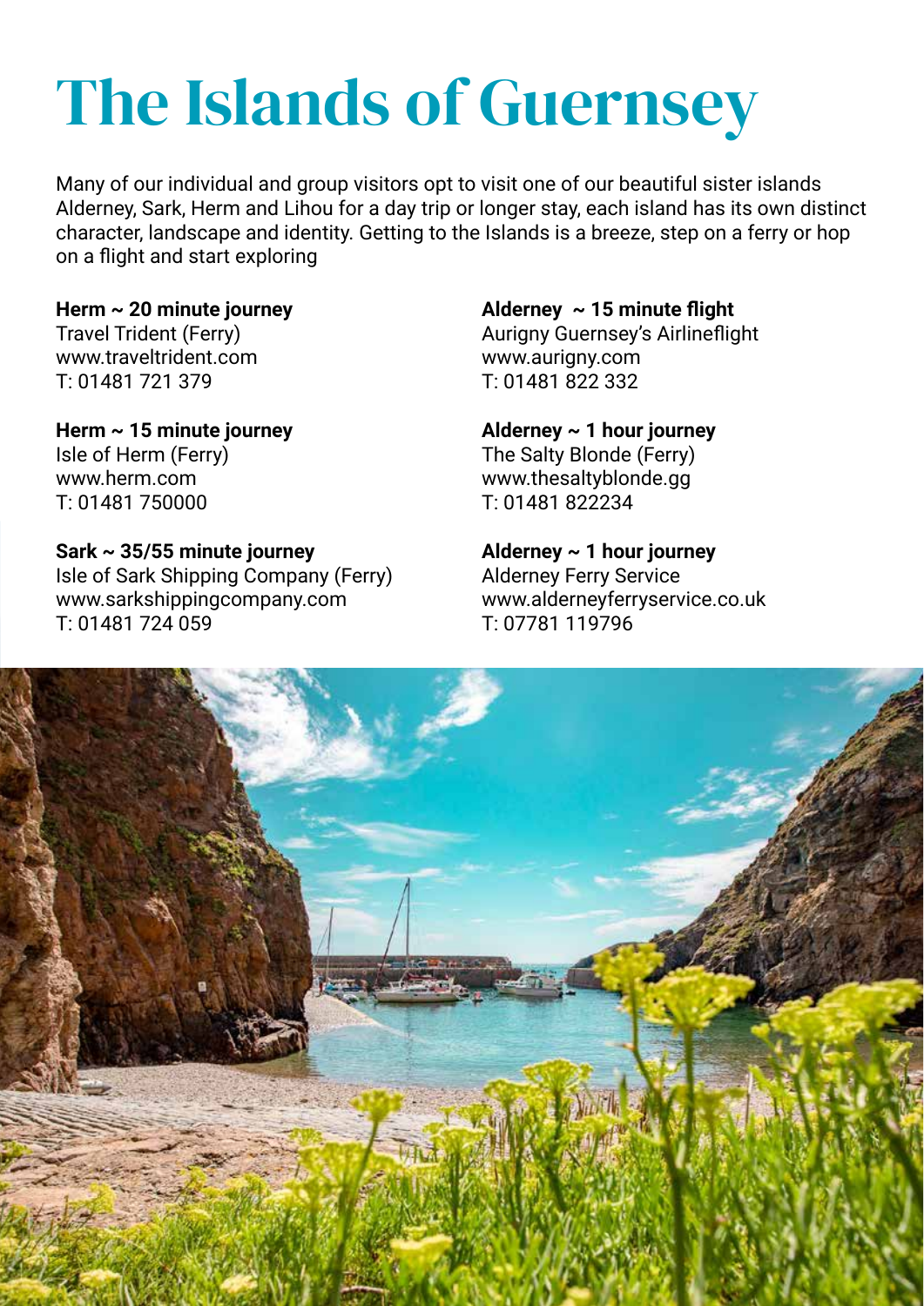# The Islands of Guernsey

Many of our individual and group visitors opt to visit one of our beautiful sister islands Alderney, Sark, Herm and Lihou for a day trip or longer stay, each island has its own distinct character, landscape and identity. Getting to the Islands is a breeze, step on a ferry or hop on a flight and start exploring

**Herm ~ 20 minute journey**
Travel Trident (Ferry)
www.traveltrident.com
T: 01481 721 379

**Herm ~ 15 minute journey**
Isle of Herm (Ferry)
www.herm.com
T: 01481 750000

**Sark ~ 35/55 minute journey**
Isle of Sark Shipping Company (Ferry)
www.sarkshippingcompany.com
T: 01481 724 059

**Alderney ~ 15 minute flight**
Aurigny Guernsey's Airlineflight
www.aurigny.com
T: 01481 822 332

**Alderney ~ 1 hour journey**
The Salty Blonde (Ferry)
www.thesaltyblonde.gg
T: 01481 822234

**Alderney ~ 1 hour journey**
Alderney Ferry Service
www.alderneyferryservice.co.uk
T: 07781 119796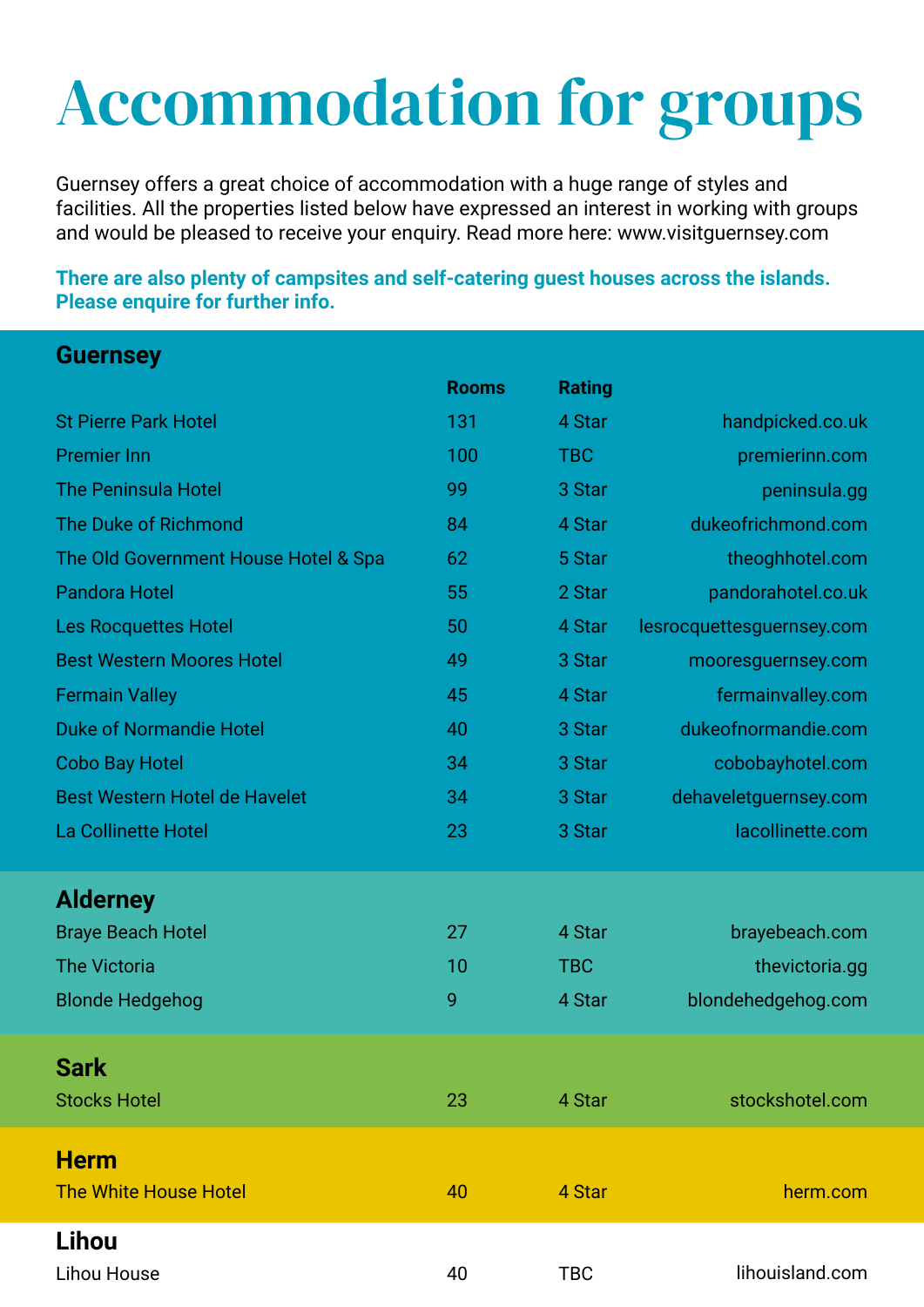# Accommodation for groups

Guernsey offers a great choice of accommodation with a huge range of styles and facilities. All the properties listed below have expressed an interest in working with groups and would be pleased to receive your enquiry. Read more here: www.visitguernsey.com

**There are also plenty of campsites and self-catering guest houses across the islands. Please enquire for further info.**

## Guernsey

| | Rooms | Rating | |
|---|---|---|---|
| St Pierre Park Hotel | 131 | 4 Star | handpicked.co.uk |
| Premier Inn | 100 | TBC | premierinn.com |
| The Peninsula Hotel | 99 | 3 Star | peninsula.gg |
| The Duke of Richmond | 84 | 4 Star | dukeofrichmond.com |
| The Old Government House Hotel & Spa | 62 | 5 Star | theoghhotel.com |
| Pandora Hotel | 55 | 2 Star | pandorahotel.co.uk |
| Les Rocquettes Hotel | 50 | 4 Star | lesrocquettesguernsey.com |
| Best Western Moores Hotel | 49 | 3 Star | mooresguernsey.com |
| Fermain Valley | 45 | 4 Star | fermainvalley.com |
| Duke of Normandie Hotel | 40 | 3 Star | dukeofnormandie.com |
| Cobo Bay Hotel | 34 | 3 Star | cobobayhotel.com |
| Best Western Hotel de Havelet | 34 | 3 Star | dehaveletguernsey.com |
| La Collinette Hotel | 23 | 3 Star | lacollinette.com |

## Alderney

| | | | |
|---|---|---|---|
| Braye Beach Hotel | 27 | 4 Star | brayebeach.com |
| The Victoria | 10 | TBC | thevictoria.gg |
| Blonde Hedgehog | 9 | 4 Star | blondehedgehog.com |

## Sark

| | | | |
|---|---|---|---|
| Stocks Hotel | 23 | 4 Star | stockshotel.com |

## Herm

| | | | |
|---|---|---|---|
| The White House Hotel | 40 | 4 Star | herm.com |

## Lihou

| | | | |
|---|---|---|---|
| Lihou House | 40 | TBC | lihouisland.com |